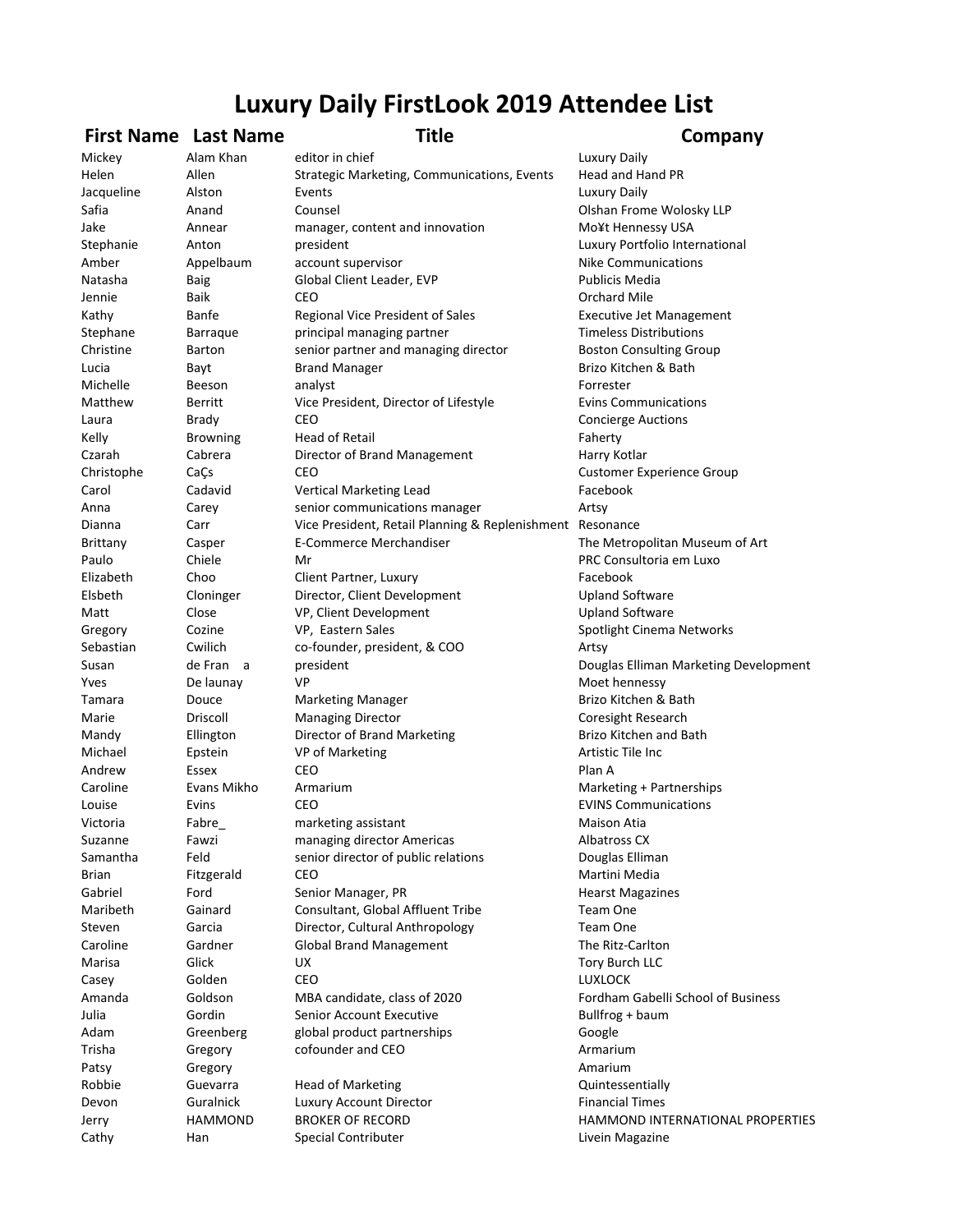# Luxury Daily FirstLook 2019 Attendee List

| First Name | Last Name | Title | Company |
|---|---|---|---|
| Mickey | Alam Khan | editor in chief | Luxury Daily |
| Helen | Allen | Strategic Marketing, Communications, Events | Head and Hand PR |
| Jacqueline | Alston | Events | Luxury Daily |
| Safia | Anand | Counsel | Olshan Frome Wolosky LLP |
| Jake | Annear | manager, content and innovation | Mo¥t Hennessy USA |
| Stephanie | Anton | president | Luxury Portfolio International |
| Amber | Appelbaum | account supervisor | Nike Communications |
| Natasha | Baig | Global Client Leader, EVP | Publicis Media |
| Jennie | Baik | CEO | Orchard Mile |
| Kathy | Banfe | Regional Vice President of Sales | Executive Jet Management |
| Stephane | Barraque | principal managing partner | Timeless Distributions |
| Christine | Barton | senior partner and managing director | Boston Consulting Group |
| Lucia | Bayt | Brand Manager | Brizo Kitchen & Bath |
| Michelle | Beeson | analyst | Forrester |
| Matthew | Berritt | Vice President, Director of Lifestyle | Evins Communications |
| Laura | Brady | CEO | Concierge Auctions |
| Kelly | Browning | Head of Retail | Faherty |
| Czarah | Cabrera | Director of Brand Management | Harry Kotlar |
| Christophe | CaÇs | CEO | Customer Experience Group |
| Carol | Cadavid | Vertical Marketing Lead | Facebook |
| Anna | Carey | senior communications manager | Artsy |
| Dianna | Carr | Vice President, Retail Planning & Replenishment | Resonance |
| Brittany | Casper | E-Commerce Merchandiser | The Metropolitan Museum of Art |
| Paulo | Chiele | Mr | PRC Consultoria em Luxo |
| Elizabeth | Choo | Client Partner, Luxury | Facebook |
| Elsbeth | Cloninger | Director, Client Development | Upland Software |
| Matt | Close | VP, Client Development | Upland Software |
| Gregory | Cozine | VP, Eastern Sales | Spotlight Cinema Networks |
| Sebastian | Cwilich | co-founder, president, & COO | Artsy |
| Susan | de Fran a | president | Douglas Elliman Marketing Development |
| Yves | De launay | VP | Moet hennessy |
| Tamara | Douce | Marketing Manager | Brizo Kitchen & Bath |
| Marie | Driscoll | Managing Director | Coresight Research |
| Mandy | Ellington | Director of Brand Marketing | Brizo Kitchen and Bath |
| Michael | Epstein | VP of Marketing | Artistic Tile Inc |
| Andrew | Essex | CEO | Plan A |
| Caroline | Evans Mikho | Armarium | Marketing + Partnerships |
| Louise | Evins | CEO | EVINS Communications |
| Victoria | Fabre_ | marketing assistant | Maison Atia |
| Suzanne | Fawzi | managing director Americas | Albatross CX |
| Samantha | Feld | senior director of public relations | Douglas Elliman |
| Brian | Fitzgerald | CEO | Martini Media |
| Gabriel | Ford | Senior Manager, PR | Hearst Magazines |
| Maribeth | Gainard | Consultant, Global Affluent Tribe | Team One |
| Steven | Garcia | Director, Cultural Anthropology | Team One |
| Caroline | Gardner | Global Brand Management | The Ritz-Carlton |
| Marisa | Glick | UX | Tory Burch LLC |
| Casey | Golden | CEO | LUXLOCK |
| Amanda | Goldson | MBA candidate, class of 2020 | Fordham Gabelli School of Business |
| Julia | Gordin | Senior Account Executive | Bullfrog + baum |
| Adam | Greenberg | global product partnerships | Google |
| Trisha | Gregory | cofounder and CEO | Armarium |
| Patsy | Gregory | | Amarium |
| Robbie | Guevarra | Head of Marketing | Quintessentially |
| Devon | Guralnick | Luxury Account Director | Financial Times |
| Jerry | HAMMOND | BROKER OF RECORD | HAMMOND INTERNATIONAL PROPERTIES |
| Cathy | Han | Special Contributer | Livein Magazine |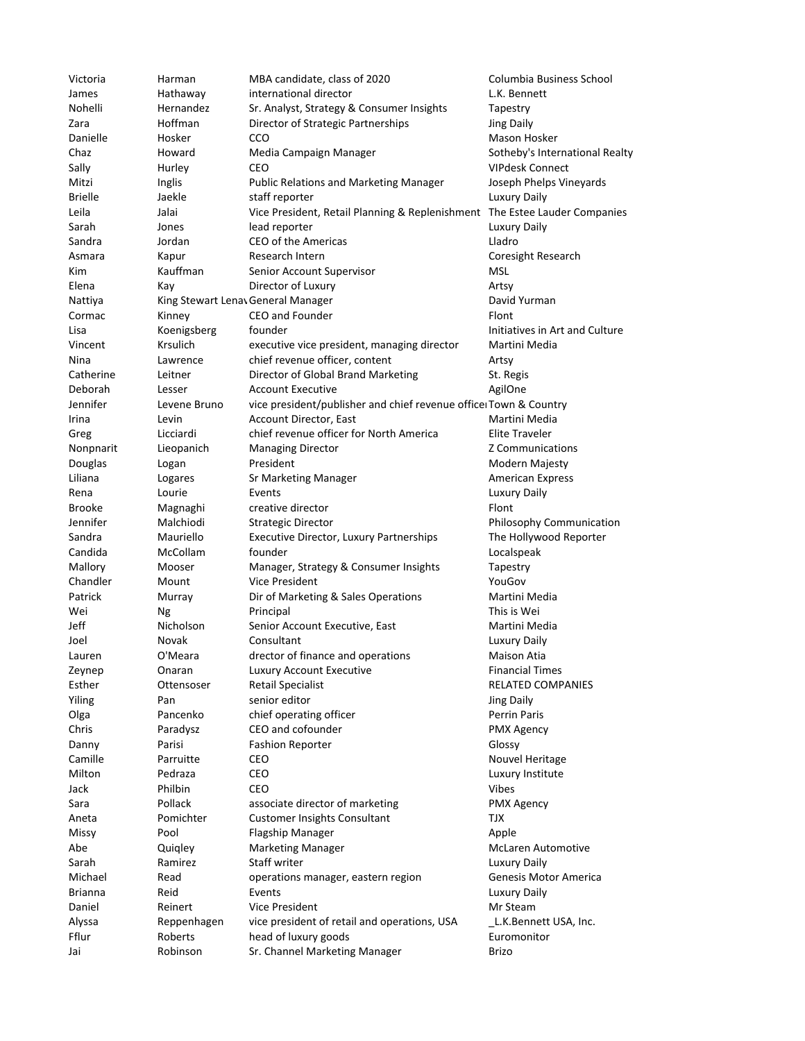| | | | |
|---|---|---|---|
| Victoria | Harman | MBA candidate, class of 2020 | Columbia Business School |
| James | Hathaway | international director | L.K. Bennett |
| Nohelli | Hernandez | Sr. Analyst, Strategy & Consumer Insights | Tapestry |
| Zara | Hoffman | Director of Strategic Partnerships | Jing Daily |
| Danielle | Hosker | CCO | Mason Hosker |
| Chaz | Howard | Media Campaign Manager | Sotheby's International Realty |
| Sally | Hurley | CEO | VIPdesk Connect |
| Mitzi | Inglis | Public Relations and Marketing Manager | Joseph Phelps Vineyards |
| Brielle | Jaekle | staff reporter | Luxury Daily |
| Leila | Jalai | Vice President, Retail Planning & Replenishment | The Estee Lauder Companies |
| Sarah | Jones | lead reporter | Luxury Daily |
| Sandra | Jordan | CEO of the Americas | Lladro |
| Asmara | Kapur | Research Intern | Coresight Research |
| Kim | Kauffman | Senior Account Supervisor | MSL |
| Elena | Kay | Director of Luxury | Artsy |
| Nattiya | King Stewart Lenav | General Manager | David Yurman |
| Cormac | Kinney | CEO and Founder | Flont |
| Lisa | Koenigsberg | founder | Initiatives in Art and Culture |
| Vincent | Krsulich | executive vice president, managing director | Martini Media |
| Nina | Lawrence | chief revenue officer, content | Artsy |
| Catherine | Leitner | Director of Global Brand Marketing | St. Regis |
| Deborah | Lesser | Account Executive | AgilOne |
| Jennifer | Levene Bruno | vice president/publisher and chief revenue officer | Town & Country |
| Irina | Levin | Account Director, East | Martini Media |
| Greg | Licciardi | chief revenue officer for North America | Elite Traveler |
| Nonpnarit | Lieopanich | Managing Director | Z Communications |
| Douglas | Logan | President | Modern Majesty |
| Liliana | Logares | Sr Marketing Manager | American Express |
| Rena | Lourie | Events | Luxury Daily |
| Brooke | Magnaghi | creative director | Flont |
| Jennifer | Malchiodi | Strategic Director | Philosophy Communication |
| Sandra | Mauriello | Executive Director, Luxury Partnerships | The Hollywood Reporter |
| Candida | McCollam | founder | Localspeak |
| Mallory | Mooser | Manager, Strategy & Consumer Insights | Tapestry |
| Chandler | Mount | Vice President | YouGov |
| Patrick | Murray | Dir of Marketing & Sales Operations | Martini Media |
| Wei | Ng | Principal | This is Wei |
| Jeff | Nicholson | Senior Account Executive, East | Martini Media |
| Joel | Novak | Consultant | Luxury Daily |
| Lauren | O'Meara | drector of finance and operations | Maison Atia |
| Zeynep | Onaran | Luxury Account Executive | Financial Times |
| Esther | Ottensoser | Retail Specialist | RELATED COMPANIES |
| Yiling | Pan | senior editor | Jing Daily |
| Olga | Pancenko | chief operating officer | Perrin Paris |
| Chris | Paradysz | CEO and cofounder | PMX Agency |
| Danny | Parisi | Fashion Reporter | Glossy |
| Camille | Parruitte | CEO | Nouvel Heritage |
| Milton | Pedraza | CEO | Luxury Institute |
| Jack | Philbin | CEO | Vibes |
| Sara | Pollack | associate director of marketing | PMX Agency |
| Aneta | Pomichter | Customer Insights Consultant | TJX |
| Missy | Pool | Flagship Manager | Apple |
| Abe | Quiqley | Marketing Manager | McLaren Automotive |
| Sarah | Ramirez | Staff writer | Luxury Daily |
| Michael | Read | operations manager, eastern region | Genesis Motor America |
| Brianna | Reid | Events | Luxury Daily |
| Daniel | Reinert | Vice President | Mr Steam |
| Alyssa | Reppenhagen | vice president of retail and operations, USA | _L.K.Bennett USA, Inc. |
| Fflur | Roberts | head of luxury goods | Euromonitor |
| Jai | Robinson | Sr. Channel Marketing Manager | Brizo |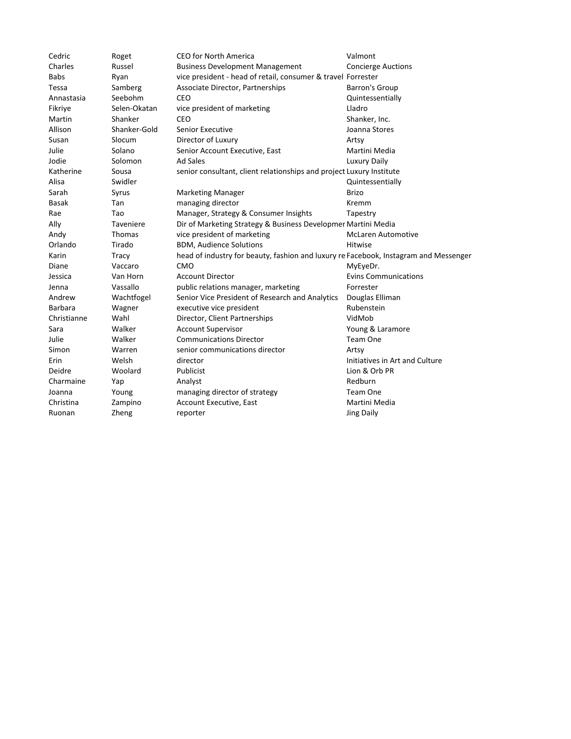| | | | |
|---|---|---|---|
| Cedric | Roget | CEO for North America | Valmont |
| Charles | Russel | Business Development Management | Concierge Auctions |
| Babs | Ryan | vice president - head of retail, consumer & travel | Forrester |
| Tessa | Samberg | Associate Director, Partnerships | Barron's Group |
| Annastasia | Seebohm | CEO | Quintessentially |
| Fikriye | Selen-Okatan | vice president of marketing | Lladro |
| Martin | Shanker | CEO | Shanker, Inc. |
| Allison | Shanker-Gold | Senior Executive | Joanna Stores |
| Susan | Slocum | Director of Luxury | Artsy |
| Julie | Solano | Senior Account Executive, East | Martini Media |
| Jodie | Solomon | Ad Sales | Luxury Daily |
| Katherine | Sousa | senior consultant, client relationships and project | Luxury Institute |
| Alisa | Swidler | | Quintessentially |
| Sarah | Syrus | Marketing Manager | Brizo |
| Basak | Tan | managing director | Kremm |
| Rae | Tao | Manager, Strategy & Consumer Insights | Tapestry |
| Ally | Taveniere | Dir of Marketing Strategy & Business Developmer | Martini Media |
| Andy | Thomas | vice president of marketing | McLaren Automotive |
| Orlando | Tirado | BDM, Audience Solutions | Hitwise |
| Karin | Tracy | head of industry for beauty, fashion and luxury re | Facebook, Instagram and Messenger |
| Diane | Vaccaro | CMO | MyEyeDr. |
| Jessica | Van Horn | Account Director | Evins Communications |
| Jenna | Vassallo | public relations manager, marketing | Forrester |
| Andrew | Wachtfogel | Senior Vice President of Research and Analytics | Douglas Elliman |
| Barbara | Wagner | executive vice president | Rubenstein |
| Christianne | Wahl | Director, Client Partnerships | VidMob |
| Sara | Walker | Account Supervisor | Young & Laramore |
| Julie | Walker | Communications Director | Team One |
| Simon | Warren | senior communications director | Artsy |
| Erin | Welsh | director | Initiatives in Art and Culture |
| Deidre | Woolard | Publicist | Lion & Orb PR |
| Charmaine | Yap | Analyst | Redburn |
| Joanna | Young | managing director of strategy | Team One |
| Christina | Zampino | Account Executive, East | Martini Media |
| Ruonan | Zheng | reporter | Jing Daily |